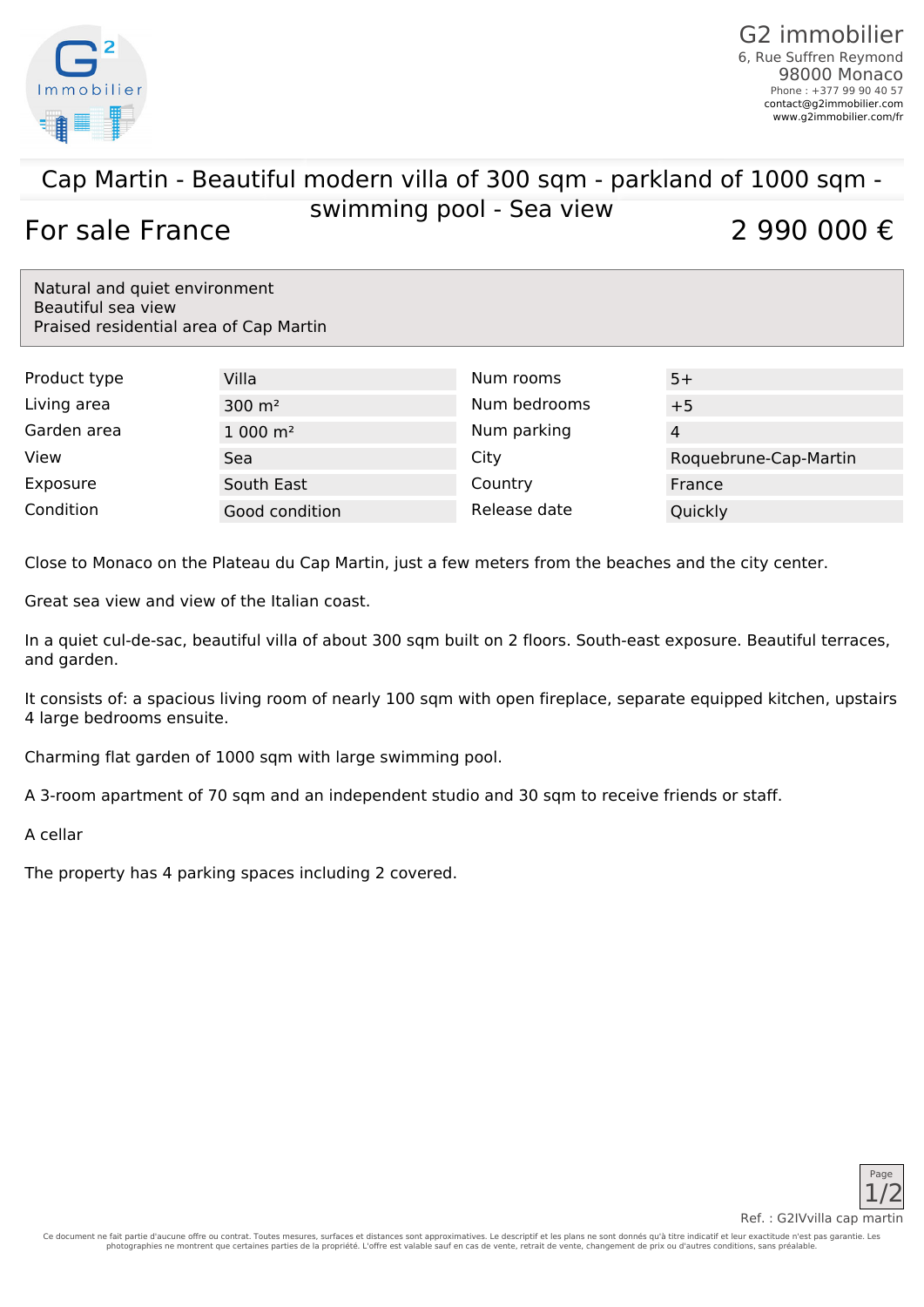G2 immobilier
6, Rue Suffren Reymond
98000 Monaco
Phone : +377 99 90 40 57
contact@g2immobilier.com
www.g2immobilier.com/fr

# Cap Martin - Beautiful modern villa of 300 sqm - parkland of 1000 sqm - swimming pool - Sea view

## For sale France

## 2 990 000 €

Natural and quiet environment
Beautiful sea view
Praised residential area of Cap Martin

| | | | |
|---|---|---|---|
| Product type | Villa | Num rooms | 5+ |
| Living area | 300 m² | Num bedrooms | +5 |
| Garden area | 1 000 m² | Num parking | 4 |
| View | Sea | City | Roquebrune-Cap-Martin |
| Exposure | South East | Country | France |
| Condition | Good condition | Release date | Quickly |

Close to Monaco on the Plateau du Cap Martin, just a few meters from the beaches and the city center.

Great sea view and view of the Italian coast.

In a quiet cul-de-sac, beautiful villa of about 300 sqm built on 2 floors. South-east exposure. Beautiful terraces, and garden.

It consists of: a spacious living room of nearly 100 sqm with open fireplace, separate equipped kitchen, upstairs 4 large bedrooms ensuite.

Charming flat garden of 1000 sqm with large swimming pool.

A 3-room apartment of 70 sqm and an independent studio and 30 sqm to receive friends or staff.

A cellar

The property has 4 parking spaces including 2 covered.

Ref. : G2IVvilla cap martin

Ce document ne fait partie d'aucune offre ou contrat. Toutes mesures, surfaces et distances sont approximatives. Le descriptif et les plans ne sont donnés qu'à titre indicatif et leur exactitude n'est pas garantie. Les photographies ne montrent que certaines parties de la propriété. L'offre est valable sauf en cas de vente, retrait de vente, changement de prix ou d'autres conditions, sans préalable.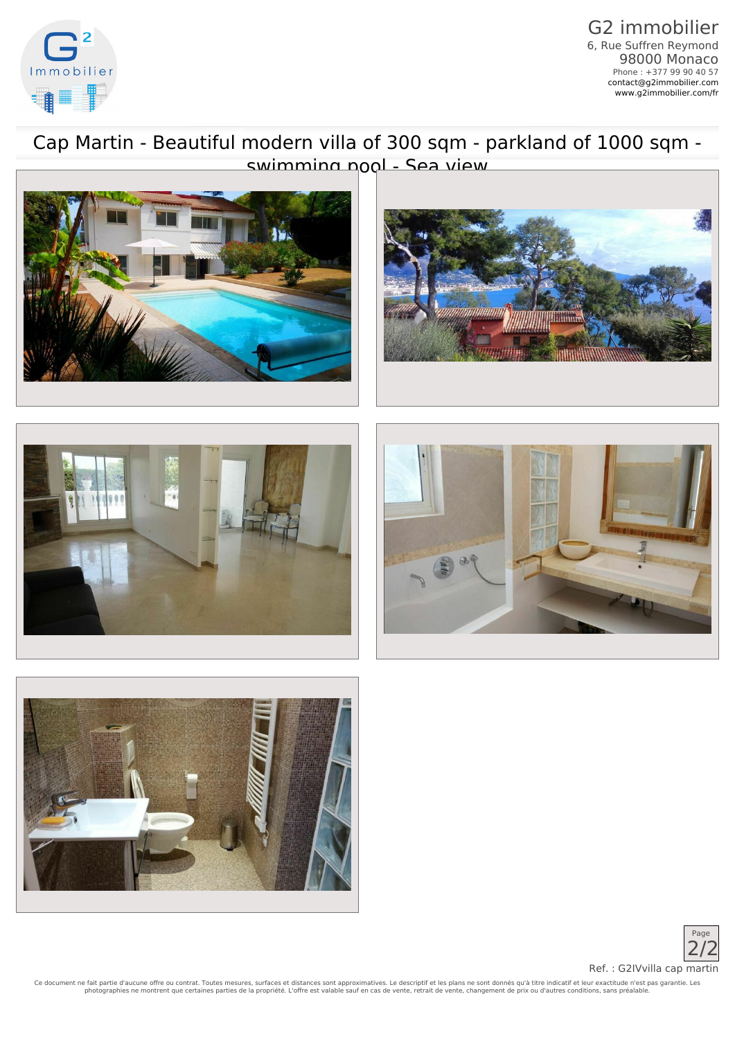# Cap Martin - Beautiful modern villa of 300 sqm - parkland of 1000 sqm - swimming pool - Sea view

Ref. : G2IVvilla cap martin

Ce document ne fait partie d'aucune offre ou contrat. Toutes mesures, surfaces et distances sont approximatives. Le descriptif et les plans ne sont donnés qu'à titre indicatif et leur exactitude n'est pas garantie. Les photographies ne montrent que certaines parties de la propriété. L'offre est valable sauf en cas de vente, retrait de vente, changement de prix ou d'autres conditions, sans préalable.